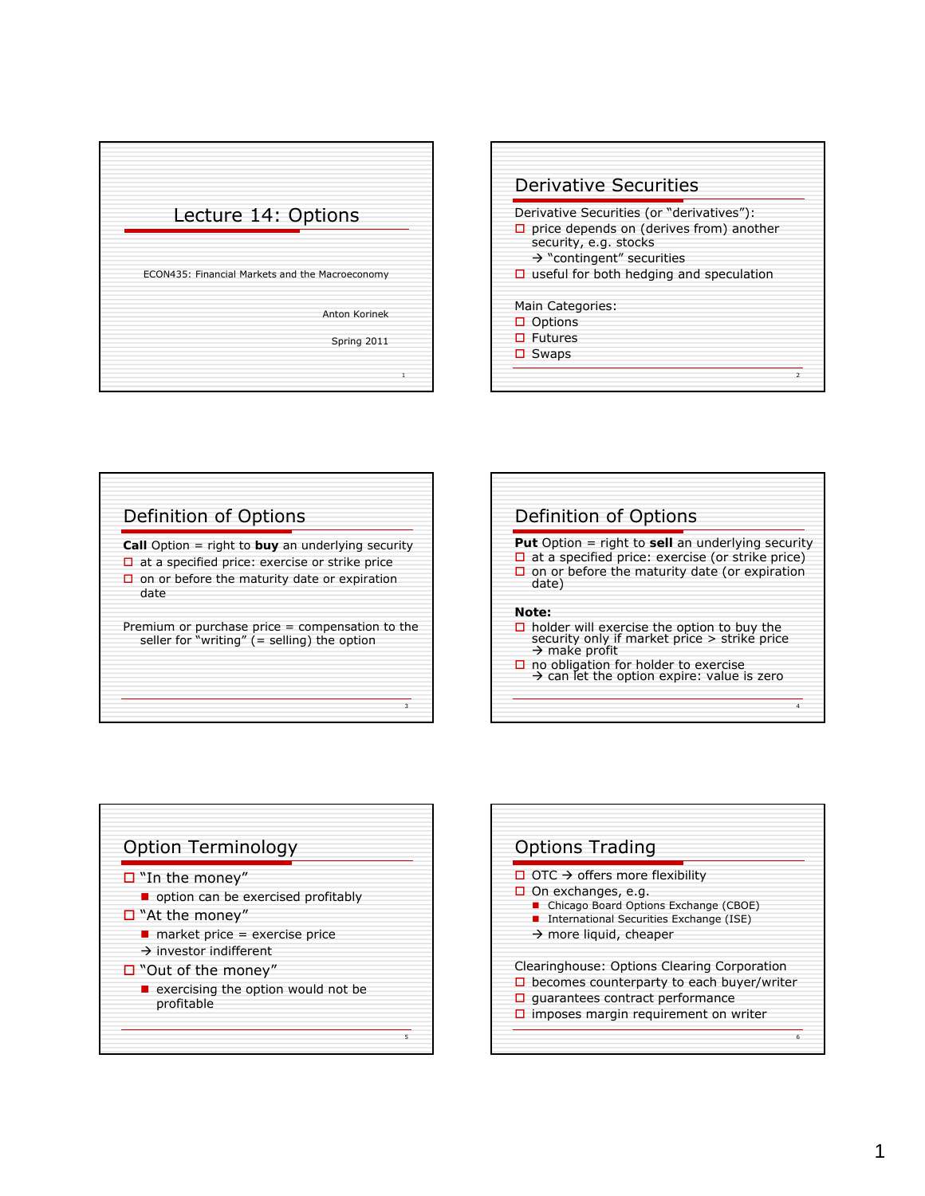# Lecture 14: Options

ECON435: Financial Markets and the Macroeconomy

Anton Korinek

Spring 2011

## Derivative Securities

Derivative Securities (or "derivatives"):

- price depends on (derives from) another security, e.g. stocks
  → "contingent" securities
- useful for both hedging and speculation

Main Categories:

- Options
- Futures
- Swaps

## Definition of Options

**Call** Option = right to **buy** an underlying security

- at a specified price: exercise or strike price
- on or before the maturity date or expiration date

Premium or purchase price = compensation to the seller for "writing" (= selling) the option

## Definition of Options

**Put** Option = right to **sell** an underlying security

- at a specified price: exercise (or strike price)
- on or before the maturity date (or expiration date)

**Note:**

- holder will exercise the option to buy the security only if market price > strike price
  → make profit
- no obligation for holder to exercise
  → can let the option expire: value is zero

## Option Terminology

- "In the money"
  - option can be exercised profitably
- "At the money"
  - market price = exercise price
  
  → investor indifferent
- "Out of the money"
  - exercising the option would not be profitable

## Options Trading

- OTC → offers more flexibility
- On exchanges, e.g.
  - Chicago Board Options Exchange (CBOE)
  - International Securities Exchange (ISE)
  
  → more liquid, cheaper

Clearinghouse: Options Clearing Corporation

- becomes counterparty to each buyer/writer
- guarantees contract performance
- imposes margin requirement on writer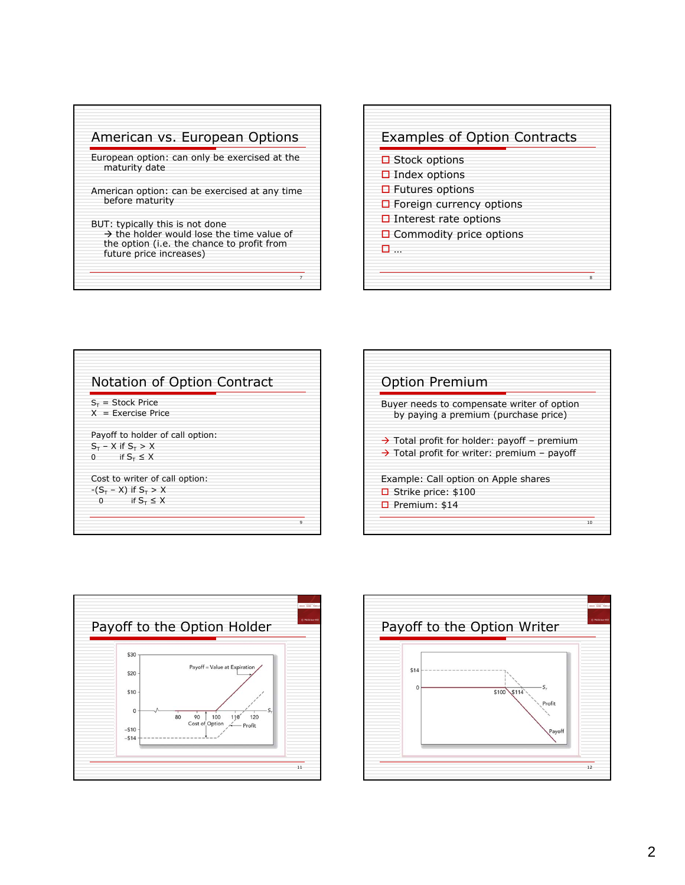## American vs. European Options

European option: can only be exercised at the maturity date

American option: can be exercised at any time before maturity

BUT: typically this is not done
→ the holder would lose the time value of the option (i.e. the chance to profit from future price increases)

## Examples of Option Contracts

- Stock options
- Index options
- Futures options
- Foreign currency options
- Interest rate options
- Commodity price options
- …

## Notation of Option Contract

$S_T$ = Stock Price
X = Exercise Price

Payoff to holder of call option:
$S_T - X$ if $S_T > X$
0 if $S_T \leq X$

Cost to writer of call option:
$-(S_T - X)$ if $S_T > X$
0 if $S_T \leq X$

## Option Premium

Buyer needs to compensate writer of option by paying a premium (purchase price)

→ Total profit for holder: payoff – premium
→ Total profit for writer: premium – payoff

Example: Call option on Apple shares

- Strike price: $100
- Premium: $14

## Payoff to the Option Holder

$30
$20
$10
0
–$10
–$14

Payoff = Value at Expiration

80 90 100 110 120 $S_T$

Cost of Option

Profit

## Payoff to the Option Writer

$14
0

$100 $114 $S_T$

Profit

Payoff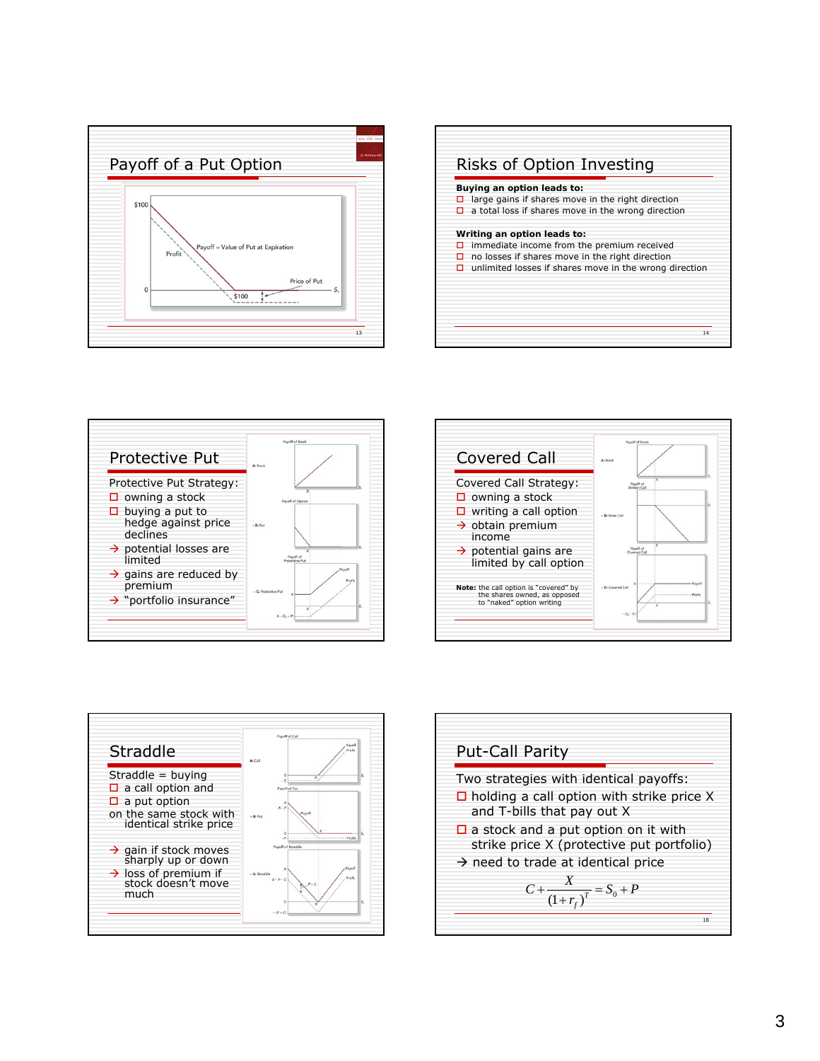## Payoff of a Put Option

$100

Profit

Payoff = Value of Put at Expiration

Price of Put

0

$100

$S_T$

## Risks of Option Investing

**Buying an option leads to:**

- large gains if shares move in the right direction
- a total loss if shares move in the wrong direction

**Writing an option leads to:**

- immediate income from the premium received
- no losses if shares move in the right direction
- unlimited losses if shares move in the wrong direction

## Protective Put

Protective Put Strategy:

- owning a stock
- buying a put to hedge against price declines
  - → potential losses are limited
  - → gains are reduced by premium
  - → "portfolio insurance"

## Covered Call

Covered Call Strategy:

- owning a stock
- writing a call option
  - → obtain premium income
  - → potential gains are limited by call option

**Note:** the call option is "covered" by the shares owned, as opposed to "naked" option writing

## Straddle

Straddle = buying

- a call option and
- a put option

on the same stock with identical strike price

- → gain if stock moves sharply up or down
- → loss of premium if stock doesn't move much

## Put-Call Parity

Two strategies with identical payoffs:

- holding a call option with strike price X and T-bills that pay out X
- a stock and a put option on it with strike price X (protective put portfolio)

→ need to trade at identical price

$$C + \frac{X}{(1+r_f)^T} = S_0 + P$$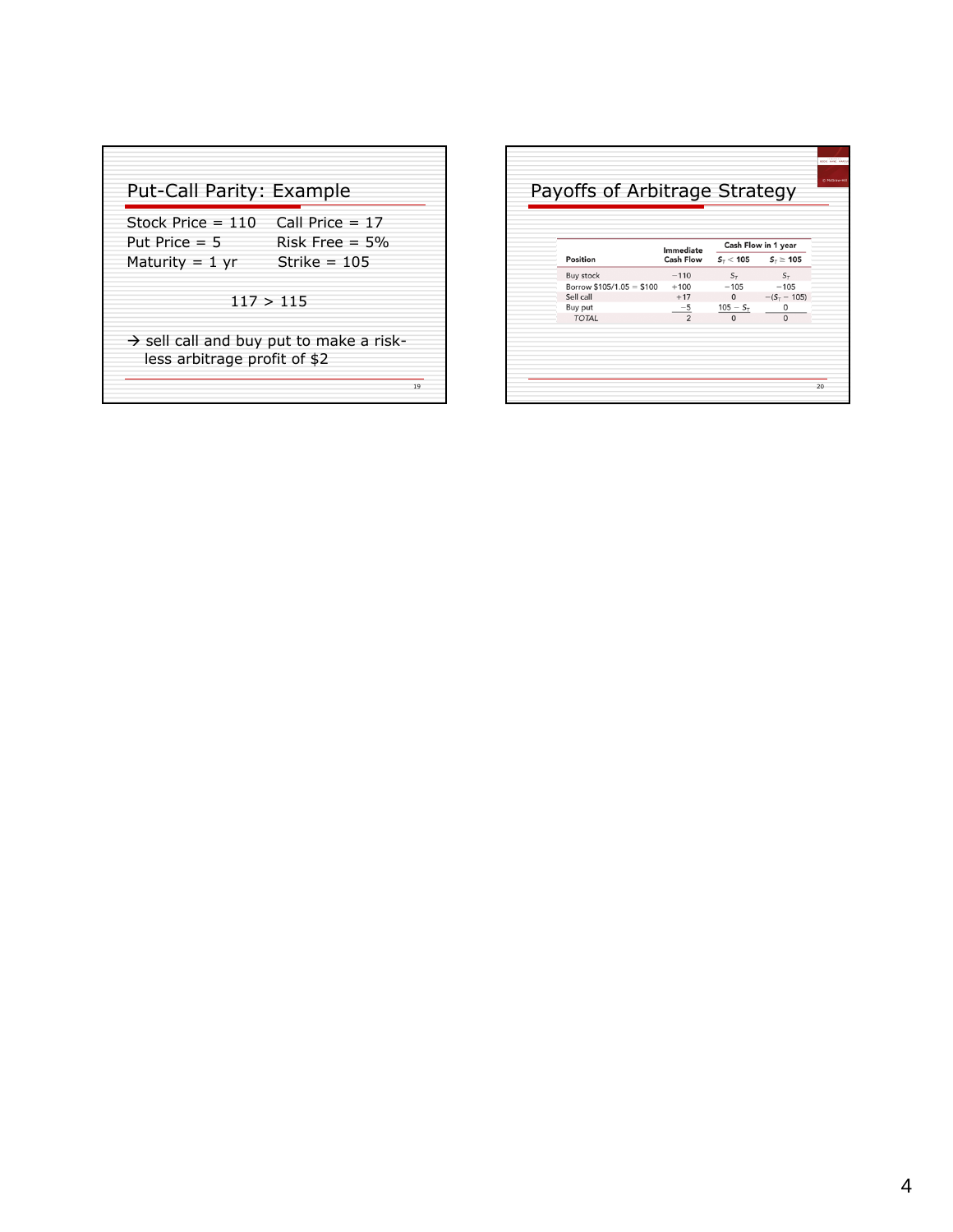## Put-Call Parity: Example

Stock Price = 110 Call Price = 17

Put Price = 5 Risk Free = 5%

Maturity = 1 yr Strike = 105

117 > 115

→ sell call and buy put to make a risk-less arbitrage profit of $2

## Payoffs of Arbitrage Strategy

| Position | Immediate Cash Flow | Cash Flow in 1 year | |
|---|---|---|---|
| | | $S_T < 105$ | $S_T \geq 105$ |
| Buy stock | −110 | $S_T$ | $S_T$ |
| Borrow $105/1.05 = $100 | +100 | −105 | −105 |
| Sell call | +17 | 0 | $-(S_T - 105)$ |
| Buy put | −5 | $105 - S_T$ | 0 |
| TOTAL | 2 | 0 | 0 |